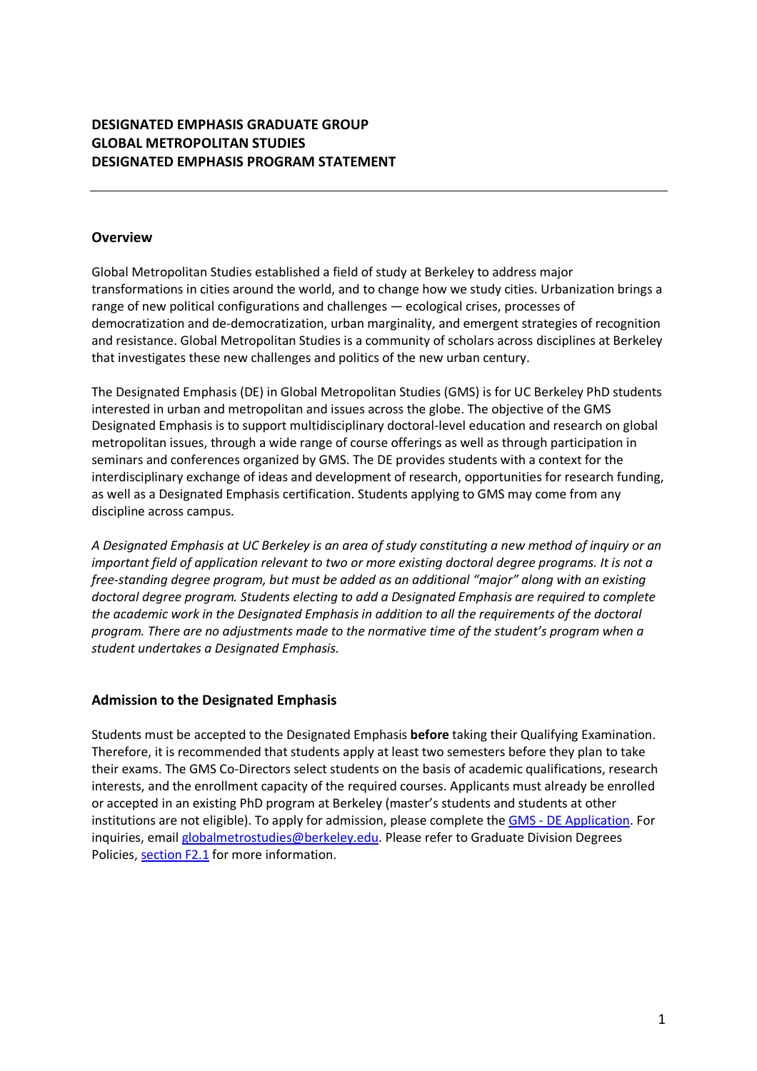**DESIGNATED EMPHASIS GRADUATE GROUP**
**GLOBAL METROPOLITAN STUDIES**
**DESIGNATED EMPHASIS PROGRAM STATEMENT**

---

## Overview

Global Metropolitan Studies established a field of study at Berkeley to address major transformations in cities around the world, and to change how we study cities. Urbanization brings a range of new political configurations and challenges — ecological crises, processes of democratization and de-democratization, urban marginality, and emergent strategies of recognition and resistance. Global Metropolitan Studies is a community of scholars across disciplines at Berkeley that investigates these new challenges and politics of the new urban century.

The Designated Emphasis (DE) in Global Metropolitan Studies (GMS) is for UC Berkeley PhD students interested in urban and metropolitan and issues across the globe. The objective of the GMS Designated Emphasis is to support multidisciplinary doctoral-level education and research on global metropolitan issues, through a wide range of course offerings as well as through participation in seminars and conferences organized by GMS. The DE provides students with a context for the interdisciplinary exchange of ideas and development of research, opportunities for research funding, as well as a Designated Emphasis certification. Students applying to GMS may come from any discipline across campus.

*A Designated Emphasis at UC Berkeley is an area of study constituting a new method of inquiry or an important field of application relevant to two or more existing doctoral degree programs. It is not a free-standing degree program, but must be added as an additional "major" along with an existing doctoral degree program. Students electing to add a Designated Emphasis are required to complete the academic work in the Designated Emphasis in addition to all the requirements of the doctoral program. There are no adjustments made to the normative time of the student's program when a student undertakes a Designated Emphasis.*

## Admission to the Designated Emphasis

Students must be accepted to the Designated Emphasis **before** taking their Qualifying Examination. Therefore, it is recommended that students apply at least two semesters before they plan to take their exams. The GMS Co-Directors select students on the basis of academic qualifications, research interests, and the enrollment capacity of the required courses. Applicants must already be enrolled or accepted in an existing PhD program at Berkeley (master's students and students at other institutions are not eligible). To apply for admission, please complete the GMS - DE Application. For inquiries, email globalmetrostudies@berkeley.edu. Please refer to Graduate Division Degrees Policies, section F2.1 for more information.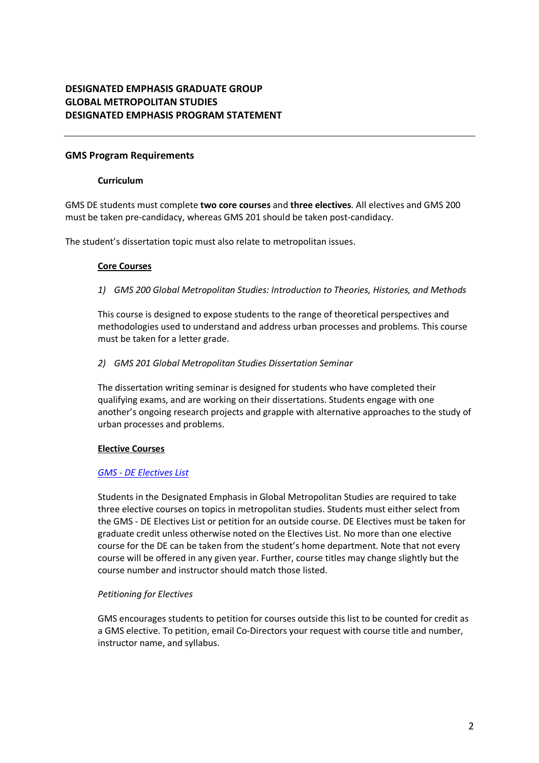# DESIGNATED EMPHASIS GRADUATE GROUP
# GLOBAL METROPOLITAN STUDIES
# DESIGNATED EMPHASIS PROGRAM STATEMENT

---

## GMS Program Requirements

### Curriculum

GMS DE students must complete **two core courses** and **three electives**. All electives and GMS 200 must be taken pre-candidacy, whereas GMS 201 should be taken post-candidacy.

The student's dissertation topic must also relate to metropolitan issues.

#### Core Courses

1) *GMS 200 Global Metropolitan Studies: Introduction to Theories, Histories, and Methods*

This course is designed to expose students to the range of theoretical perspectives and methodologies used to understand and address urban processes and problems. This course must be taken for a letter grade.

2) *GMS 201 Global Metropolitan Studies Dissertation Seminar*

The dissertation writing seminar is designed for students who have completed their qualifying exams, and are working on their dissertations. Students engage with one another's ongoing research projects and grapple with alternative approaches to the study of urban processes and problems.

#### Elective Courses

*GMS - DE Electives List*

Students in the Designated Emphasis in Global Metropolitan Studies are required to take three elective courses on topics in metropolitan studies. Students must either select from the GMS - DE Electives List or petition for an outside course. DE Electives must be taken for graduate credit unless otherwise noted on the Electives List. No more than one elective course for the DE can be taken from the student's home department. Note that not every course will be offered in any given year. Further, course titles may change slightly but the course number and instructor should match those listed.

*Petitioning for Electives*

GMS encourages students to petition for courses outside this list to be counted for credit as a GMS elective. To petition, email Co-Directors your request with course title and number, instructor name, and syllabus.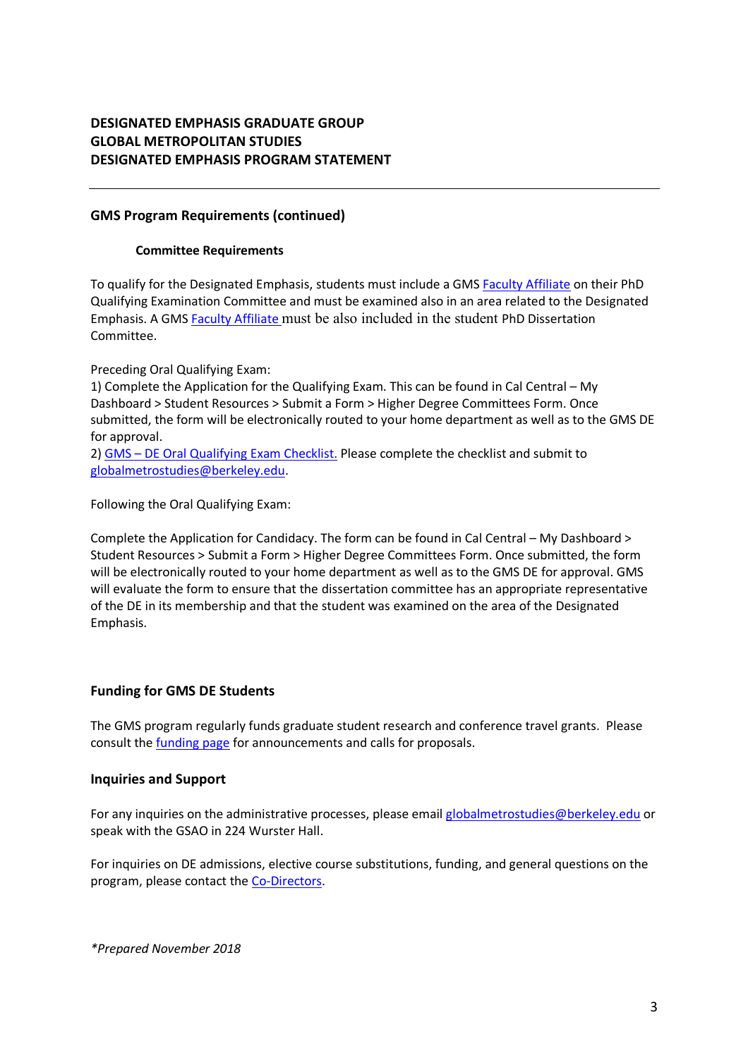**DESIGNATED EMPHASIS GRADUATE GROUP**
**GLOBAL METROPOLITAN STUDIES**
**DESIGNATED EMPHASIS PROGRAM STATEMENT**

---

## GMS Program Requirements (continued)

### Committee Requirements

To qualify for the Designated Emphasis, students must include a GMS Faculty Affiliate on their PhD Qualifying Examination Committee and must be examined also in an area related to the Designated Emphasis. A GMS Faculty Affiliate must be also included in the student PhD Dissertation Committee.

Preceding Oral Qualifying Exam:
1) Complete the Application for the Qualifying Exam. This can be found in Cal Central – My Dashboard > Student Resources > Submit a Form > Higher Degree Committees Form. Once submitted, the form will be electronically routed to your home department as well as to the GMS DE for approval.
2) GMS – DE Oral Qualifying Exam Checklist. Please complete the checklist and submit to globalmetrostudies@berkeley.edu.

Following the Oral Qualifying Exam:

Complete the Application for Candidacy. The form can be found in Cal Central – My Dashboard > Student Resources > Submit a Form > Higher Degree Committees Form. Once submitted, the form will be electronically routed to your home department as well as to the GMS DE for approval. GMS will evaluate the form to ensure that the dissertation committee has an appropriate representative of the DE in its membership and that the student was examined on the area of the Designated Emphasis.

## Funding for GMS DE Students

The GMS program regularly funds graduate student research and conference travel grants. Please consult the funding page for announcements and calls for proposals.

## Inquiries and Support

For any inquiries on the administrative processes, please email globalmetrostudies@berkeley.edu or speak with the GSAO in 224 Wurster Hall.

For inquiries on DE admissions, elective course substitutions, funding, and general questions on the program, please contact the Co-Directors.

*\*Prepared November 2018*